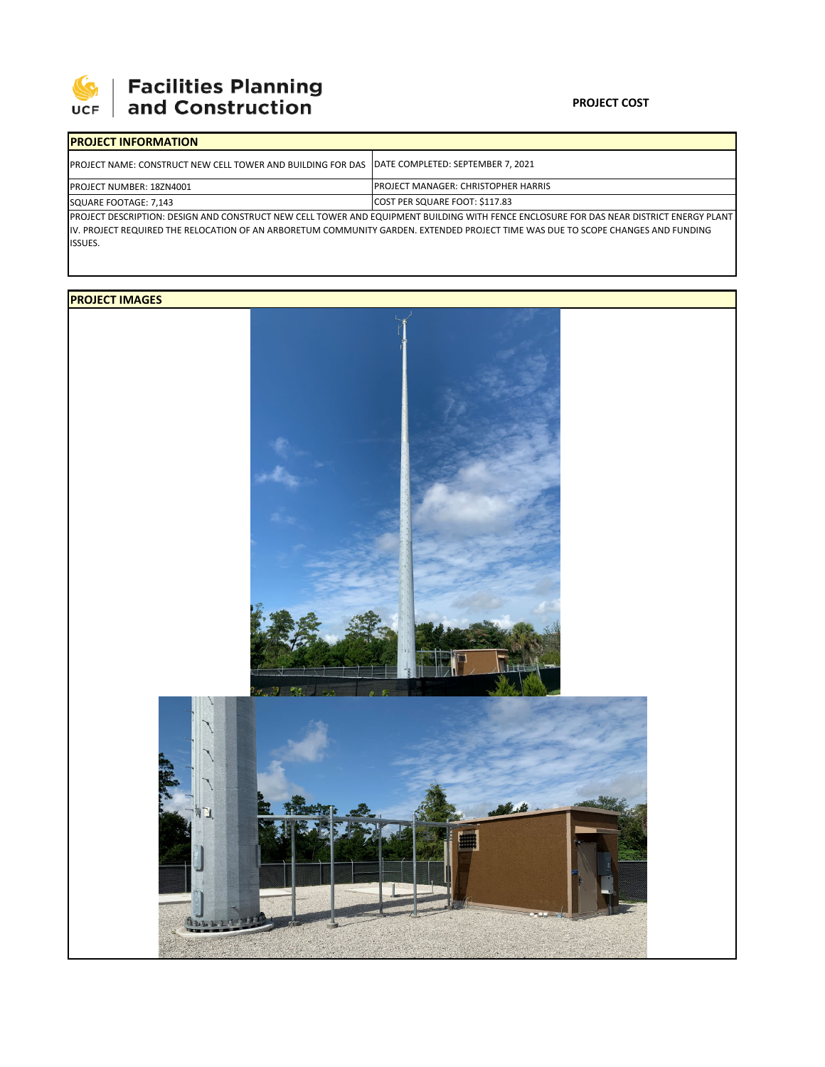**UCF | Facilities Planning and Construction**

**PROJECT COST**

## PROJECT INFORMATION

| PROJECT NAME: CONSTRUCT NEW CELL TOWER AND BUILDING FOR DAS | DATE COMPLETED: SEPTEMBER 7, 2021 |
|---|---|
| PROJECT NUMBER: 18ZN4001 | PROJECT MANAGER: CHRISTOPHER HARRIS |
| SQUARE FOOTAGE: 7,143 | COST PER SQUARE FOOT: $117.83 |

PROJECT DESCRIPTION: DESIGN AND CONSTRUCT NEW CELL TOWER AND EQUIPMENT BUILDING WITH FENCE ENCLOSURE FOR DAS NEAR DISTRICT ENERGY PLANT IV. PROJECT REQUIRED THE RELOCATION OF AN ARBORETUM COMMUNITY GARDEN. EXTENDED PROJECT TIME WAS DUE TO SCOPE CHANGES AND FUNDING ISSUES.

## PROJECT IMAGES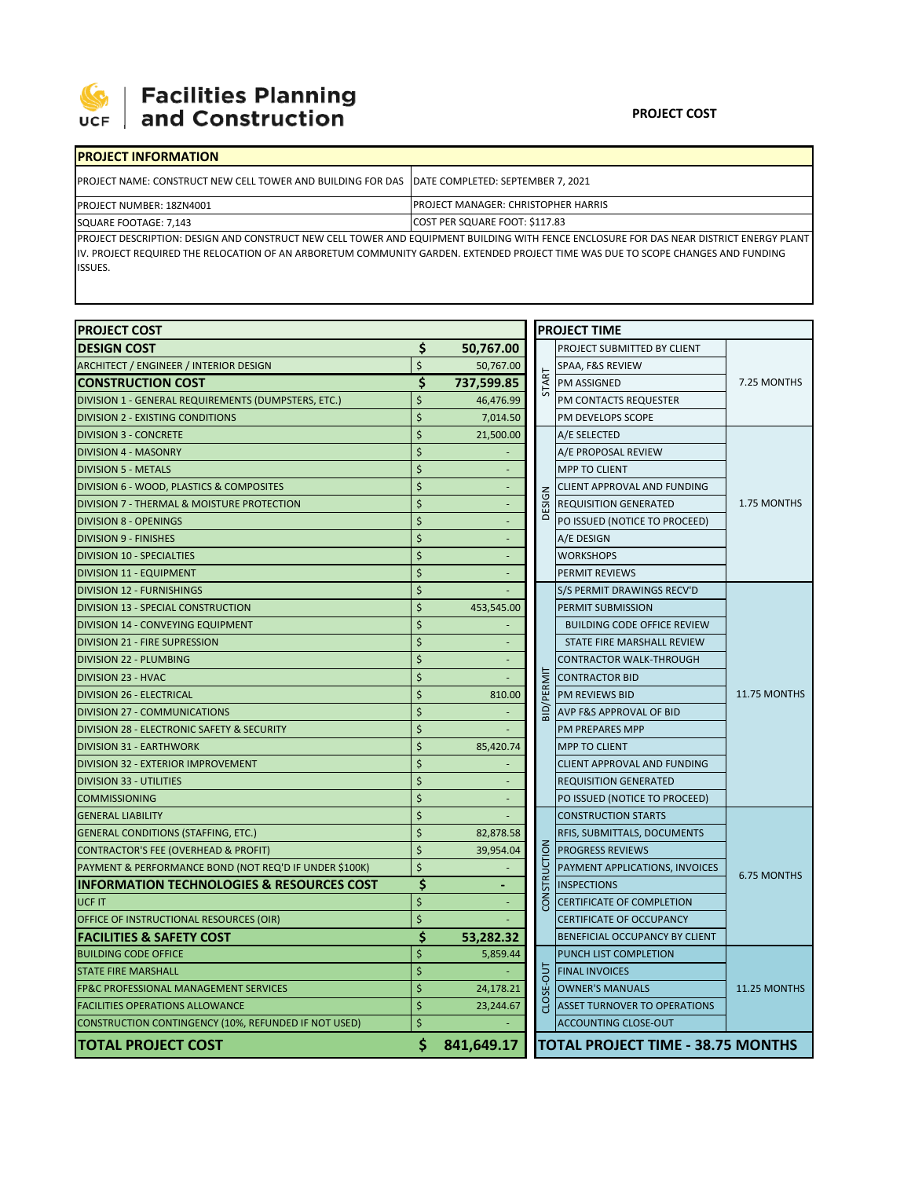Facilities Planning and Construction

**PROJECT COST**

| PROJECT INFORMATION | |
|---|---|
| PROJECT NAME: CONSTRUCT NEW CELL TOWER AND BUILDING FOR DAS | DATE COMPLETED: SEPTEMBER 7, 2021 |
| PROJECT NUMBER: 18ZN4001 | PROJECT MANAGER: CHRISTOPHER HARRIS |
| SQUARE FOOTAGE: 7,143 | COST PER SQUARE FOOT: $117.83 |

PROJECT DESCRIPTION: DESIGN AND CONSTRUCT NEW CELL TOWER AND EQUIPMENT BUILDING WITH FENCE ENCLOSURE FOR DAS NEAR DISTRICT ENERGY PLANT IV. PROJECT REQUIRED THE RELOCATION OF AN ARBORETUM COMMUNITY GARDEN. EXTENDED PROJECT TIME WAS DUE TO SCOPE CHANGES AND FUNDING ISSUES.

| PROJECT COST | | |
|---|---|---|
| **DESIGN COST** | **$** | **50,767.00** |
| ARCHITECT / ENGINEER / INTERIOR DESIGN | $ | 50,767.00 |
| **CONSTRUCTION COST** | **$** | **737,599.85** |
| DIVISION 1 - GENERAL REQUIREMENTS (DUMPSTERS, ETC.) | $ | 46,476.99 |
| DIVISION 2 - EXISTING CONDITIONS | $ | 7,014.50 |
| DIVISION 3 - CONCRETE | $ | 21,500.00 |
| DIVISION 4 - MASONRY | $ | - |
| DIVISION 5 - METALS | $ | - |
| DIVISION 6 - WOOD, PLASTICS & COMPOSITES | $ | - |
| DIVISION 7 - THERMAL & MOISTURE PROTECTION | $ | - |
| DIVISION 8 - OPENINGS | $ | - |
| DIVISION 9 - FINISHES | $ | - |
| DIVISION 10 - SPECIALTIES | $ | - |
| DIVISION 11 - EQUIPMENT | $ | - |
| DIVISION 12 - FURNISHINGS | $ | - |
| DIVISION 13 - SPECIAL CONSTRUCTION | $ | 453,545.00 |
| DIVISION 14 - CONVEYING EQUIPMENT | $ | - |
| DIVISION 21 - FIRE SUPRESSION | $ | - |
| DIVISION 22 - PLUMBING | $ | - |
| DIVISION 23 - HVAC | $ | - |
| DIVISION 26 - ELECTRICAL | $ | 810.00 |
| DIVISION 27 - COMMUNICATIONS | $ | - |
| DIVISION 28 - ELECTRONIC SAFETY & SECURITY | $ | - |
| DIVISION 31 - EARTHWORK | $ | 85,420.74 |
| DIVISION 32 - EXTERIOR IMPROVEMENT | $ | - |
| DIVISION 33 - UTILITIES | $ | - |
| COMMISSIONING | $ | - |
| GENERAL LIABILITY | $ | - |
| GENERAL CONDITIONS (STAFFING, ETC.) | $ | 82,878.58 |
| CONTRACTOR'S FEE (OVERHEAD & PROFIT) | $ | 39,954.04 |
| PAYMENT & PERFORMANCE BOND (NOT REQ'D IF UNDER $100K) | $ | - |
| **INFORMATION TECHNOLOGIES & RESOURCES COST** | **$** | **-** |
| UCF IT | $ | - |
| OFFICE OF INSTRUCTIONAL RESOURCES (OIR) | $ | - |
| **FACILITIES & SAFETY COST** | **$** | **53,282.32** |
| BUILDING CODE OFFICE | $ | 5,859.44 |
| STATE FIRE MARSHALL | $ | - |
| FP&C PROFESSIONAL MANAGEMENT SERVICES | $ | 24,178.21 |
| FACILITIES OPERATIONS ALLOWANCE | $ | 23,244.67 |
| CONSTRUCTION CONTINGENCY (10%, REFUNDED IF NOT USED) | $ | - |
| **TOTAL PROJECT COST** | **$** | **841,649.17** |

| PROJECT TIME | | |
|---|---|---|
| START | PROJECT SUBMITTED BY CLIENT | 7.25 MONTHS |
| | SPAA, F&S REVIEW | |
| | PM ASSIGNED | |
| | PM CONTACTS REQUESTER | |
| | PM DEVELOPS SCOPE | |
| DESIGN | A/E SELECTED | 1.75 MONTHS |
| | A/E PROPOSAL REVIEW | |
| | MPP TO CLIENT | |
| | CLIENT APPROVAL AND FUNDING | |
| | REQUISITION GENERATED | |
| | PO ISSUED (NOTICE TO PROCEED) | |
| | A/E DESIGN | |
| | WORKSHOPS | |
| | PERMIT REVIEWS | |
| BID/PERMIT | S/S PERMIT DRAWINGS RECV'D | 11.75 MONTHS |
| | PERMIT SUBMISSION | |
| | BUILDING CODE OFFICE REVIEW | |
| | STATE FIRE MARSHALL REVIEW | |
| | CONTRACTOR WALK-THROUGH | |
| | CONTRACTOR BID | |
| | PM REVIEWS BID | |
| | AVP F&S APPROVAL OF BID | |
| | PM PREPARES MPP | |
| | MPP TO CLIENT | |
| | CLIENT APPROVAL AND FUNDING | |
| | REQUISITION GENERATED | |
| | PO ISSUED (NOTICE TO PROCEED) | |
| CONSTRUCTION | CONSTRUCTION STARTS | 6.75 MONTHS |
| | RFIS, SUBMITTALS, DOCUMENTS | |
| | PROGRESS REVIEWS | |
| | PAYMENT APPLICATIONS, INVOICES | |
| | INSPECTIONS | |
| | CERTIFICATE OF COMPLETION | |
| | CERTIFICATE OF OCCUPANCY | |
| | BENEFICIAL OCCUPANCY BY CLIENT | |
| CLOSE-OUT | PUNCH LIST COMPLETION | 11.25 MONTHS |
| | FINAL INVOICES | |
| | OWNER'S MANUALS | |
| | ASSET TURNOVER TO OPERATIONS | |
| | ACCOUNTING CLOSE-OUT | |
| **TOTAL PROJECT TIME - 38.75 MONTHS** | | |